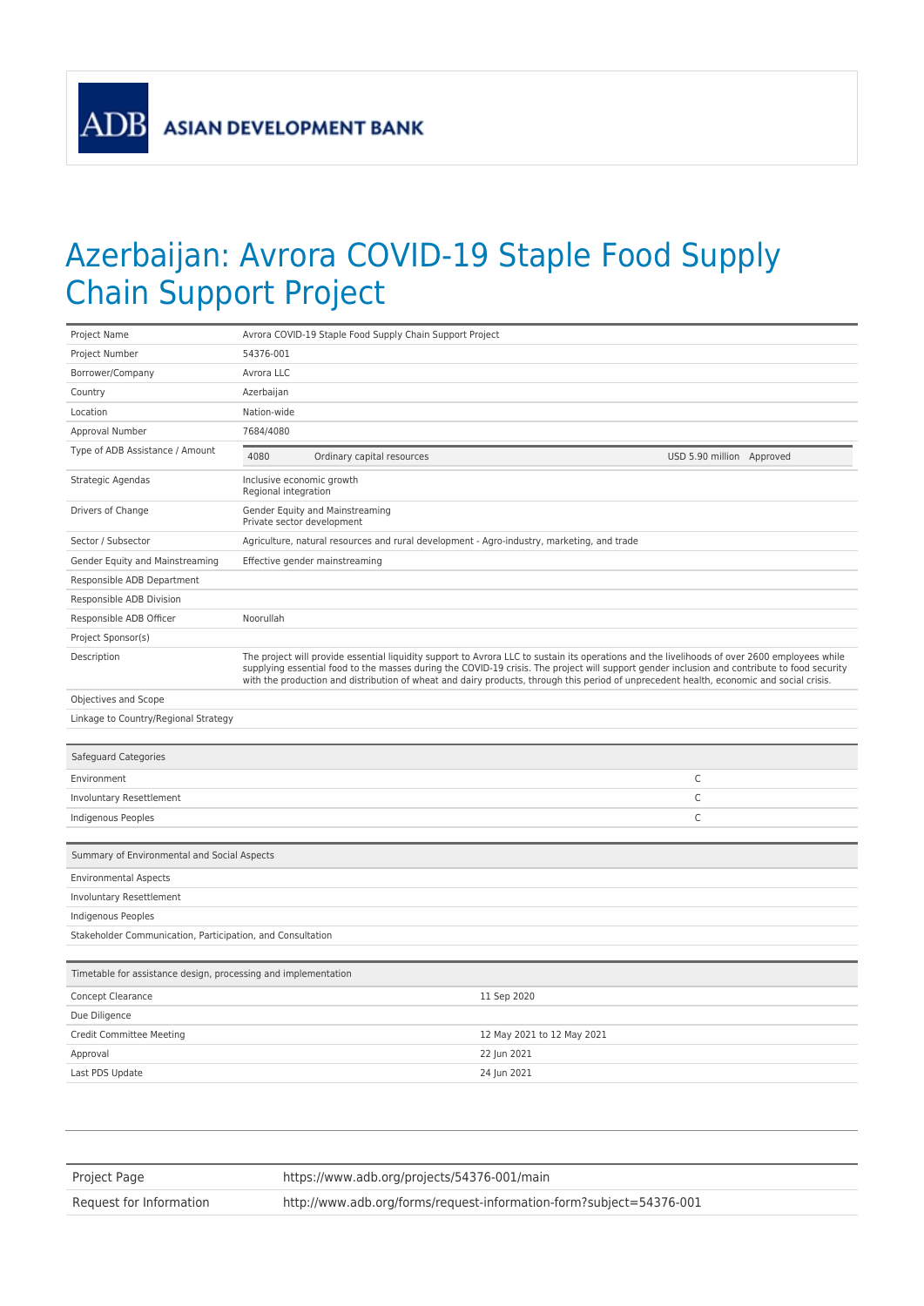ADB ASIAN DEVELOPMENT BANK

# Azerbaijan: Avrora COVID-19 Staple Food Supply Chain Support Project

| | |
|---|---|
| Project Name | Avrora COVID-19 Staple Food Supply Chain Support Project |
| Project Number | 54376-001 |
| Borrower/Company | Avrora LLC |
| Country | Azerbaijan |
| Location | Nation-wide |
| Approval Number | 7684/4080 |
| Type of ADB Assistance / Amount | 4080 Ordinary capital resources USD 5.90 million Approved |
| Strategic Agendas | Inclusive economic growth<br>Regional integration |
| Drivers of Change | Gender Equity and Mainstreaming<br>Private sector development |
| Sector / Subsector | Agriculture, natural resources and rural development - Agro-industry, marketing, and trade |
| Gender Equity and Mainstreaming | Effective gender mainstreaming |
| Responsible ADB Department | |
| Responsible ADB Division | |
| Responsible ADB Officer | Noorullah |
| Project Sponsor(s) | |
| Description | The project will provide essential liquidity support to Avrora LLC to sustain its operations and the livelihoods of over 2600 employees while supplying essential food to the masses during the COVID-19 crisis. The project will support gender inclusion and contribute to food security with the production and distribution of wheat and dairy products, through this period of unprecedented health, economic and social crisis. |
| Objectives and Scope | |
| Linkage to Country/Regional Strategy | |

| Safeguard Categories | |
|---|---|
| Environment | C |
| Involuntary Resettlement | C |
| Indigenous Peoples | C |

| Summary of Environmental and Social Aspects |
|---|
| Environmental Aspects |
| Involuntary Resettlement |
| Indigenous Peoples |
| Stakeholder Communication, Participation, and Consultation |

| Timetable for assistance design, processing and implementation | |
|---|---|
| Concept Clearance | 11 Sep 2020 |
| Due Diligence | |
| Credit Committee Meeting | 12 May 2021 to 12 May 2021 |
| Approval | 22 Jun 2021 |
| Last PDS Update | 24 Jun 2021 |

| | |
|---|---|
| Project Page | https://www.adb.org/projects/54376-001/main |
| Request for Information | http://www.adb.org/forms/request-information-form?subject=54376-001 |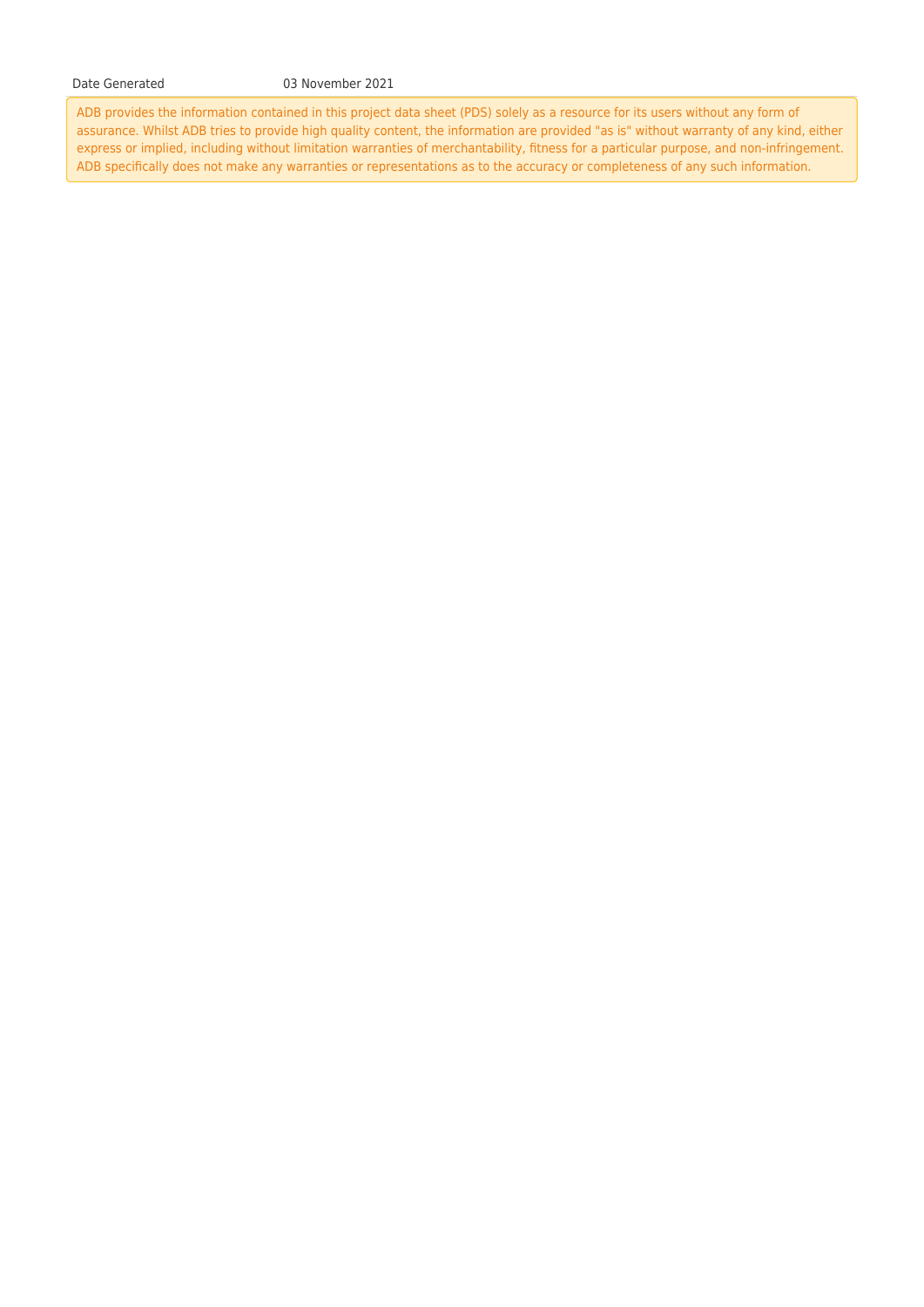| | |
|---|---|
| Date Generated | 03 November 2021 |

ADB provides the information contained in this project data sheet (PDS) solely as a resource for its users without any form of assurance. Whilst ADB tries to provide high quality content, the information are provided "as is" without warranty of any kind, either express or implied, including without limitation warranties of merchantability, fitness for a particular purpose, and non-infringement. ADB specifically does not make any warranties or representations as to the accuracy or completeness of any such information.